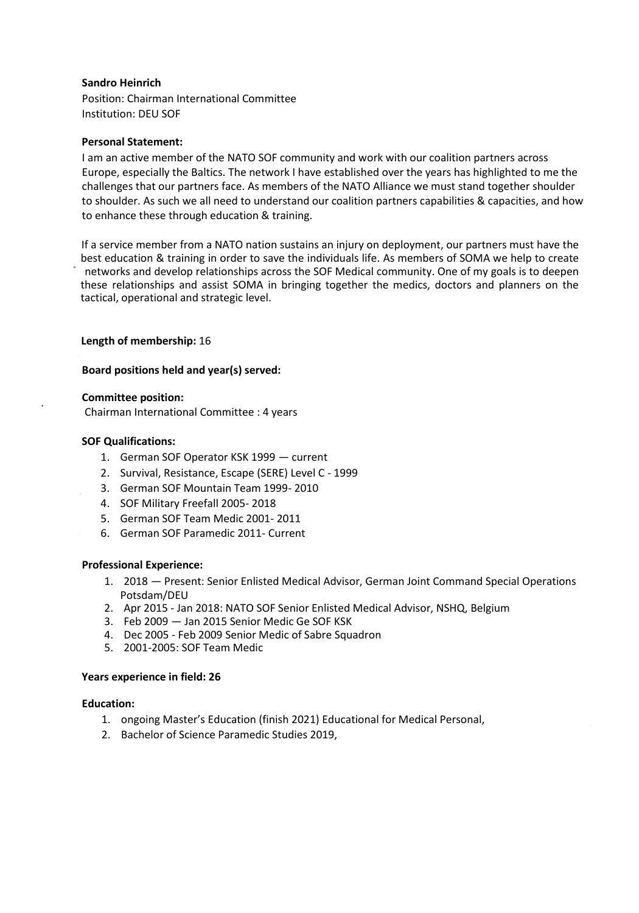**Sandro Heinrich**
Position: Chairman International Committee
Institution: DEU SOF

**Personal Statement:**

I am an active member of the NATO SOF community and work with our coalition partners across Europe, especially the Baltics. The network I have established over the years has highlighted to me the challenges that our partners face. As members of the NATO Alliance we must stand together shoulder to shoulder. As such we all need to understand our coalition partners capabilities & capacities, and how to enhance these through education & training.

If a service member from a NATO nation sustains an injury on deployment, our partners must have the best education & training in order to save the individuals life. As members of SOMA we help to create networks and develop relationships across the SOF Medical community. One of my goals is to deepen these relationships and assist SOMA in bringing together the medics, doctors and planners on the tactical, operational and strategic level.

**Length of membership:** 16

**Board positions held and year(s) served:**

**Committee position:**
Chairman International Committee : 4 years

**SOF Qualifications:**

1. German SOF Operator KSK 1999 — current
2. Survival, Resistance, Escape (SERE) Level C - 1999
3. German SOF Mountain Team 1999- 2010
4. SOF Military Freefall 2005- 2018
5. German SOF Team Medic 2001- 2011
6. German SOF Paramedic 2011- Current

**Professional Experience:**

1. 2018 — Present: Senior Enlisted Medical Advisor, German Joint Command Special Operations Potsdam/DEU
2. Apr 2015 - Jan 2018: NATO SOF Senior Enlisted Medical Advisor, NSHQ, Belgium
3. Feb 2009 — Jan 2015 Senior Medic Ge SOF KSK
4. Dec 2005 - Feb 2009 Senior Medic of Sabre Squadron
5. 2001-2005: SOF Team Medic

**Years experience in field: 26**

**Education:**

1. ongoing Master's Education (finish 2021) Educational for Medical Personal,
2. Bachelor of Science Paramedic Studies 2019,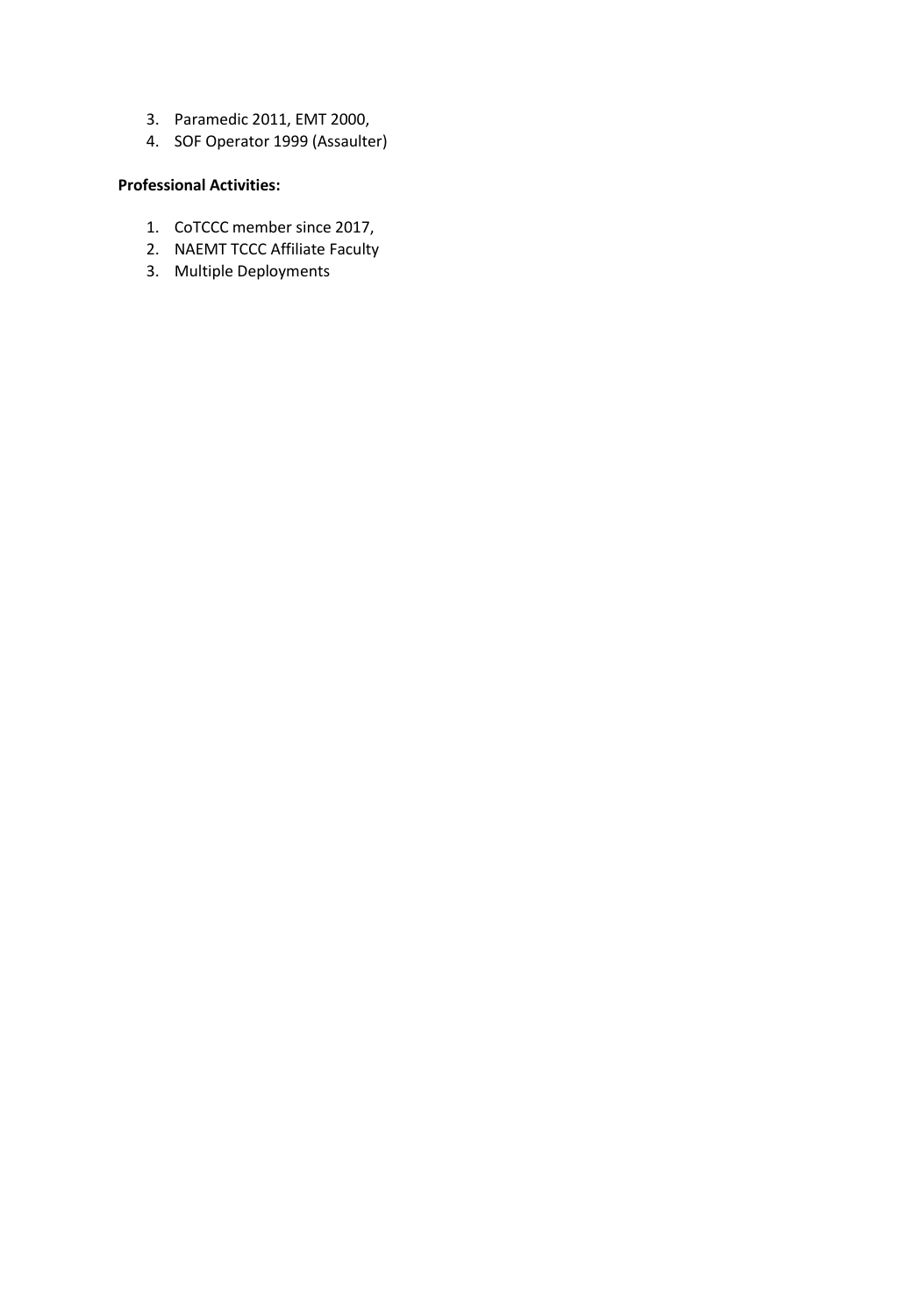3. Paramedic 2011, EMT 2000,
4. SOF Operator 1999 (Assaulter)

**Professional Activities:**

1. CoTCCC member since 2017,
2. NAEMT TCCC Affiliate Faculty
3. Multiple Deployments